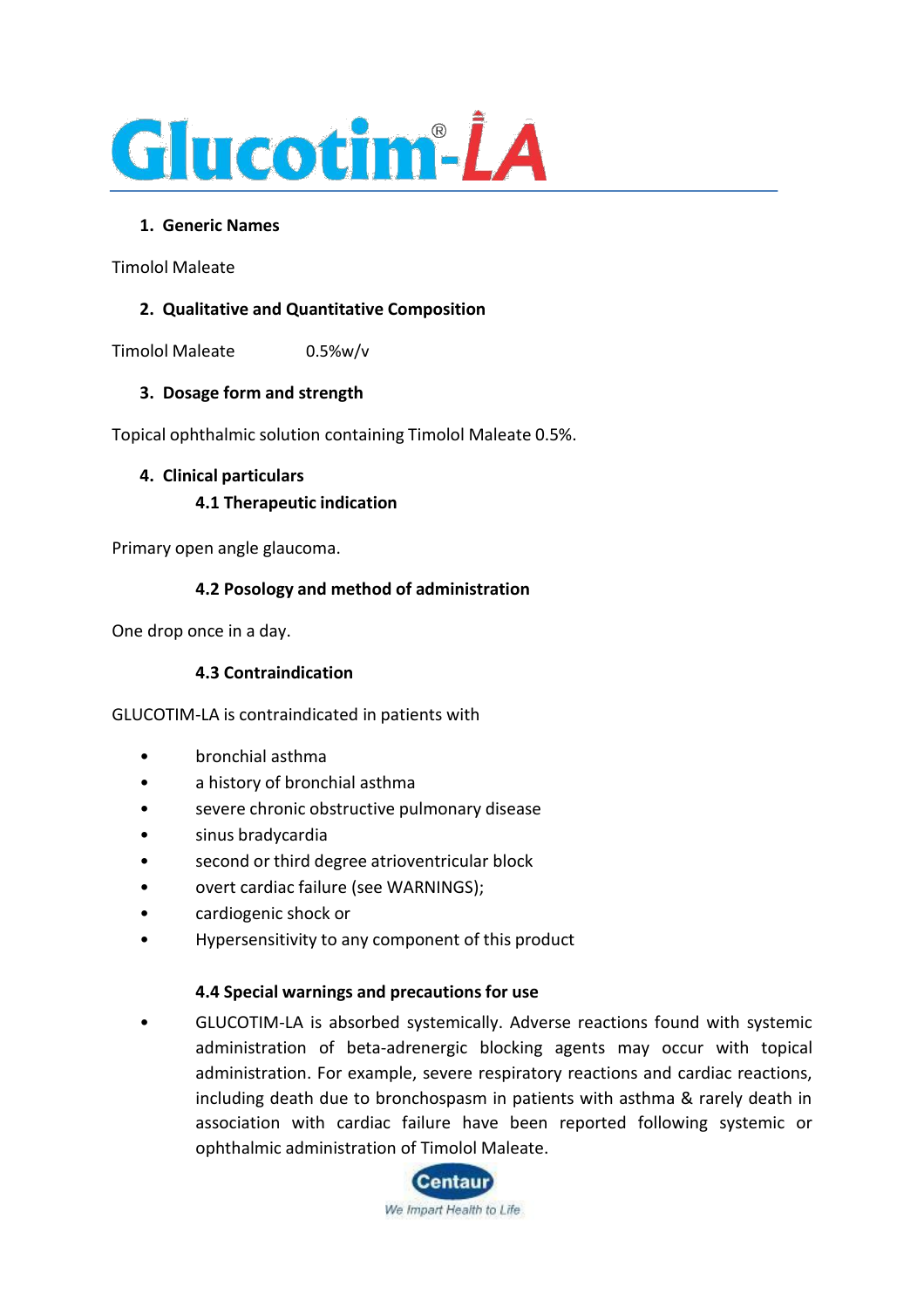# Glucotim®-LA

## 1. Generic Names

Timolol Maleate

## 2. Qualitative and Quantitative Composition

Timolol Maleate 0.5%w/v

## 3. Dosage form and strength

Topical ophthalmic solution containing Timolol Maleate 0.5%.

## 4. Clinical particulars

### 4.1 Therapeutic indication

Primary open angle glaucoma.

### 4.2 Posology and method of administration

One drop once in a day.

### 4.3 Contraindication

GLUCOTIM-LA is contraindicated in patients with

- bronchial asthma
- a history of bronchial asthma
- severe chronic obstructive pulmonary disease
- sinus bradycardia
- second or third degree atrioventricular block
- overt cardiac failure (see WARNINGS);
- cardiogenic shock or
- Hypersensitivity to any component of this product

### 4.4 Special warnings and precautions for use

- GLUCOTIM-LA is absorbed systemically. Adverse reactions found with systemic administration of beta-adrenergic blocking agents may occur with topical administration. For example, severe respiratory reactions and cardiac reactions, including death due to bronchospasm in patients with asthma & rarely death in association with cardiac failure have been reported following systemic or ophthalmic administration of Timolol Maleate.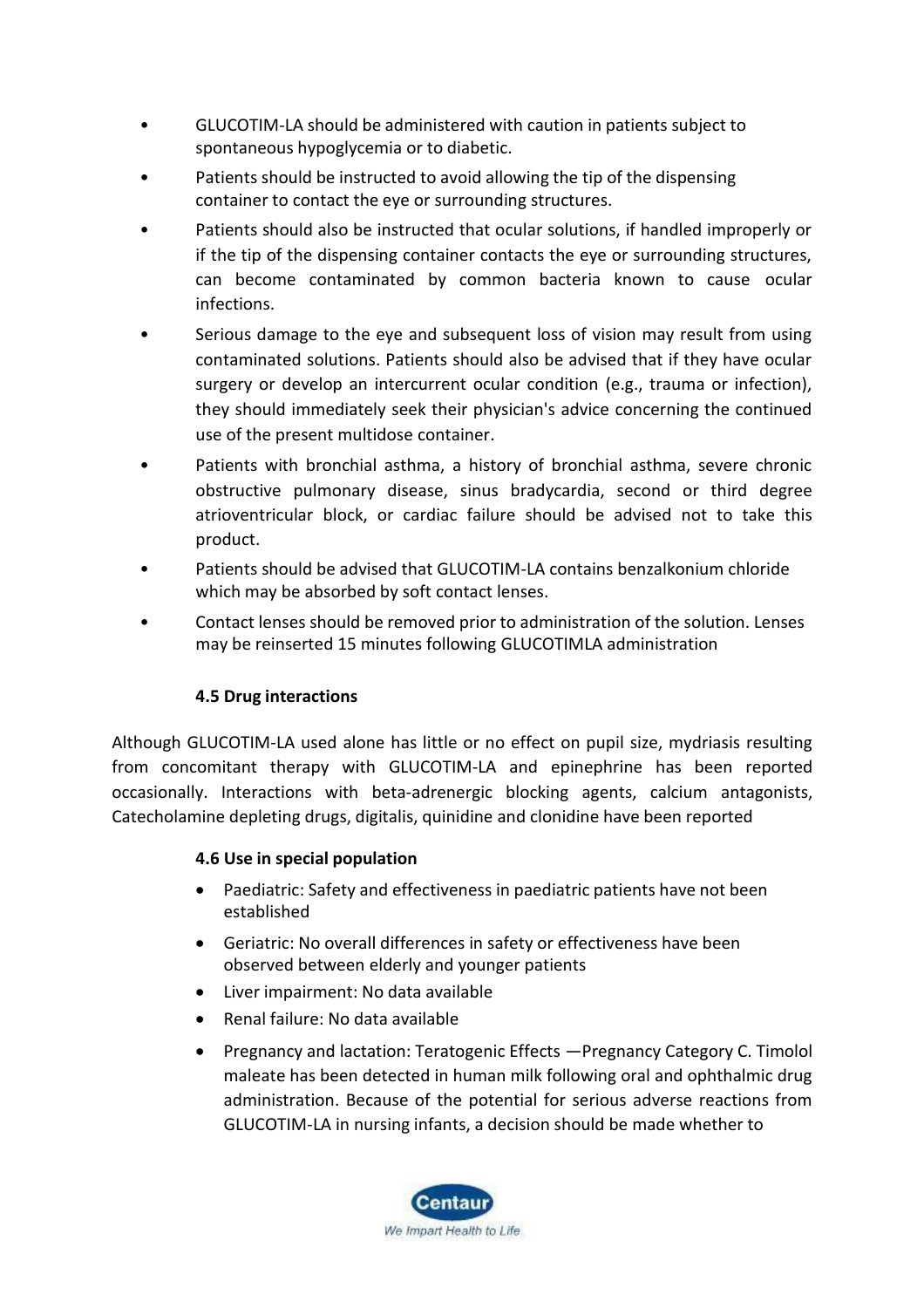- GLUCOTIM-LA should be administered with caution in patients subject to spontaneous hypoglycemia or to diabetic.
- Patients should be instructed to avoid allowing the tip of the dispensing container to contact the eye or surrounding structures.
- Patients should also be instructed that ocular solutions, if handled improperly or if the tip of the dispensing container contacts the eye or surrounding structures, can become contaminated by common bacteria known to cause ocular infections.
- Serious damage to the eye and subsequent loss of vision may result from using contaminated solutions. Patients should also be advised that if they have ocular surgery or develop an intercurrent ocular condition (e.g., trauma or infection), they should immediately seek their physician's advice concerning the continued use of the present multidose container.
- Patients with bronchial asthma, a history of bronchial asthma, severe chronic obstructive pulmonary disease, sinus bradycardia, second or third degree atrioventricular block, or cardiac failure should be advised not to take this product.
- Patients should be advised that GLUCOTIM-LA contains benzalkonium chloride which may be absorbed by soft contact lenses.
- Contact lenses should be removed prior to administration of the solution. Lenses may be reinserted 15 minutes following GLUCOTIMLA administration

### 4.5 Drug interactions

Although GLUCOTIM-LA used alone has little or no effect on pupil size, mydriasis resulting from concomitant therapy with GLUCOTIM-LA and epinephrine has been reported occasionally. Interactions with beta-adrenergic blocking agents, calcium antagonists, Catecholamine depleting drugs, digitalis, quinidine and clonidine have been reported

### 4.6 Use in special population

- Paediatric: Safety and effectiveness in paediatric patients have not been established
- Geriatric: No overall differences in safety or effectiveness have been observed between elderly and younger patients
- Liver impairment: No data available
- Renal failure: No data available
- Pregnancy and lactation: Teratogenic Effects —Pregnancy Category C. Timolol maleate has been detected in human milk following oral and ophthalmic drug administration. Because of the potential for serious adverse reactions from GLUCOTIM-LA in nursing infants, a decision should be made whether to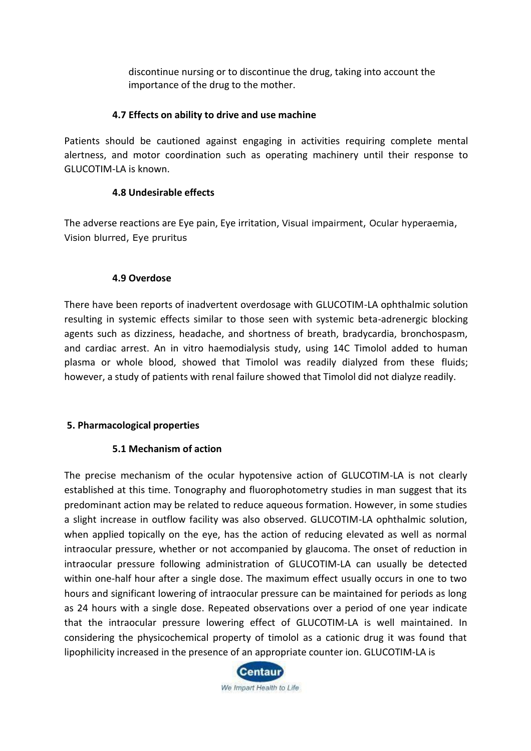discontinue nursing or to discontinue the drug, taking into account the importance of the drug to the mother.

### 4.7 Effects on ability to drive and use machine

Patients should be cautioned against engaging in activities requiring complete mental alertness, and motor coordination such as operating machinery until their response to GLUCOTIM-LA is known.

### 4.8 Undesirable effects

The adverse reactions are Eye pain, Eye irritation, Visual impairment, Ocular hyperaemia, Vision blurred, Eye pruritus

### 4.9 Overdose

There have been reports of inadvertent overdosage with GLUCOTIM-LA ophthalmic solution resulting in systemic effects similar to those seen with systemic beta-adrenergic blocking agents such as dizziness, headache, and shortness of breath, bradycardia, bronchospasm, and cardiac arrest. An in vitro haemodialysis study, using 14C Timolol added to human plasma or whole blood, showed that Timolol was readily dialyzed from these fluids; however, a study of patients with renal failure showed that Timolol did not dialyze readily.

## 5. Pharmacological properties

### 5.1 Mechanism of action

The precise mechanism of the ocular hypotensive action of GLUCOTIM-LA is not clearly established at this time. Tonography and fluorophotometry studies in man suggest that its predominant action may be related to reduce aqueous formation. However, in some studies a slight increase in outflow facility was also observed. GLUCOTIM-LA ophthalmic solution, when applied topically on the eye, has the action of reducing elevated as well as normal intraocular pressure, whether or not accompanied by glaucoma. The onset of reduction in intraocular pressure following administration of GLUCOTIM-LA can usually be detected within one-half hour after a single dose. The maximum effect usually occurs in one to two hours and significant lowering of intraocular pressure can be maintained for periods as long as 24 hours with a single dose. Repeated observations over a period of one year indicate that the intraocular pressure lowering effect of GLUCOTIM-LA is well maintained. In considering the physicochemical property of timolol as a cationic drug it was found that lipophilicity increased in the presence of an appropriate counter ion. GLUCOTIM-LA is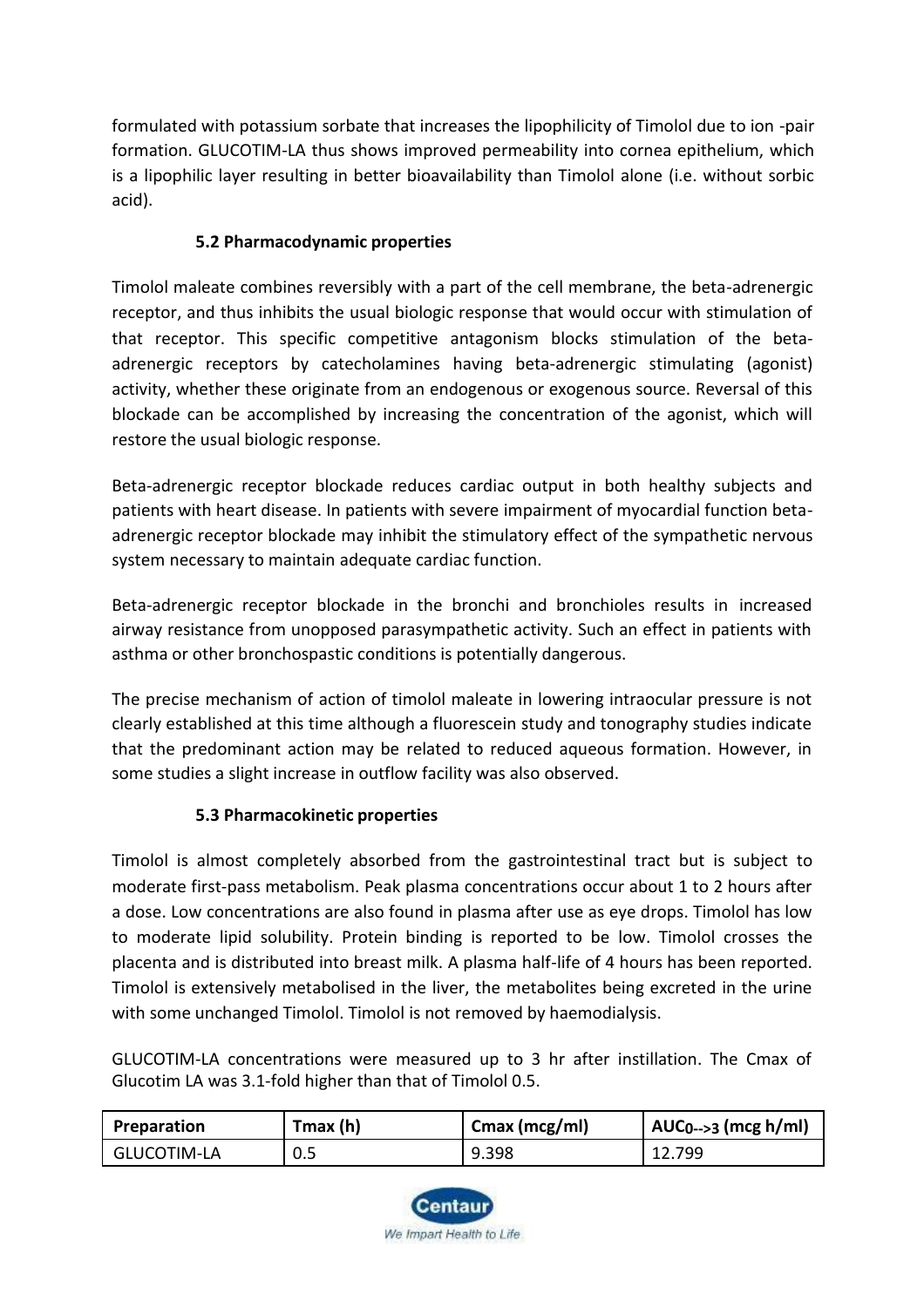formulated with potassium sorbate that increases the lipophilicity of Timolol due to ion -pair formation. GLUCOTIM-LA thus shows improved permeability into cornea epithelium, which is a lipophilic layer resulting in better bioavailability than Timolol alone (i.e. without sorbic acid).

### 5.2 Pharmacodynamic properties

Timolol maleate combines reversibly with a part of the cell membrane, the beta-adrenergic receptor, and thus inhibits the usual biologic response that would occur with stimulation of that receptor. This specific competitive antagonism blocks stimulation of the beta-adrenergic receptors by catecholamines having beta-adrenergic stimulating (agonist) activity, whether these originate from an endogenous or exogenous source. Reversal of this blockade can be accomplished by increasing the concentration of the agonist, which will restore the usual biologic response.

Beta-adrenergic receptor blockade reduces cardiac output in both healthy subjects and patients with heart disease. In patients with severe impairment of myocardial function beta-adrenergic receptor blockade may inhibit the stimulatory effect of the sympathetic nervous system necessary to maintain adequate cardiac function.

Beta-adrenergic receptor blockade in the bronchi and bronchioles results in increased airway resistance from unopposed parasympathetic activity. Such an effect in patients with asthma or other bronchospastic conditions is potentially dangerous.

The precise mechanism of action of timolol maleate in lowering intraocular pressure is not clearly established at this time although a fluorescein study and tonography studies indicate that the predominant action may be related to reduced aqueous formation. However, in some studies a slight increase in outflow facility was also observed.

### 5.3 Pharmacokinetic properties

Timolol is almost completely absorbed from the gastrointestinal tract but is subject to moderate first-pass metabolism. Peak plasma concentrations occur about 1 to 2 hours after a dose. Low concentrations are also found in plasma after use as eye drops. Timolol has low to moderate lipid solubility. Protein binding is reported to be low. Timolol crosses the placenta and is distributed into breast milk. A plasma half-life of 4 hours has been reported. Timolol is extensively metabolised in the liver, the metabolites being excreted in the urine with some unchanged Timolol. Timolol is not removed by haemodialysis.

GLUCOTIM-LA concentrations were measured up to 3 hr after instillation. The Cmax of Glucotim LA was 3.1-fold higher than that of Timolol 0.5.

| Preparation | Tmax (h) | Cmax (mcg/ml) | $AUC_{0\text{-->}3}$ (mcg h/ml) |
|---|---|---|---|
| GLUCOTIM-LA | 0.5 | 9.398 | 12.799 |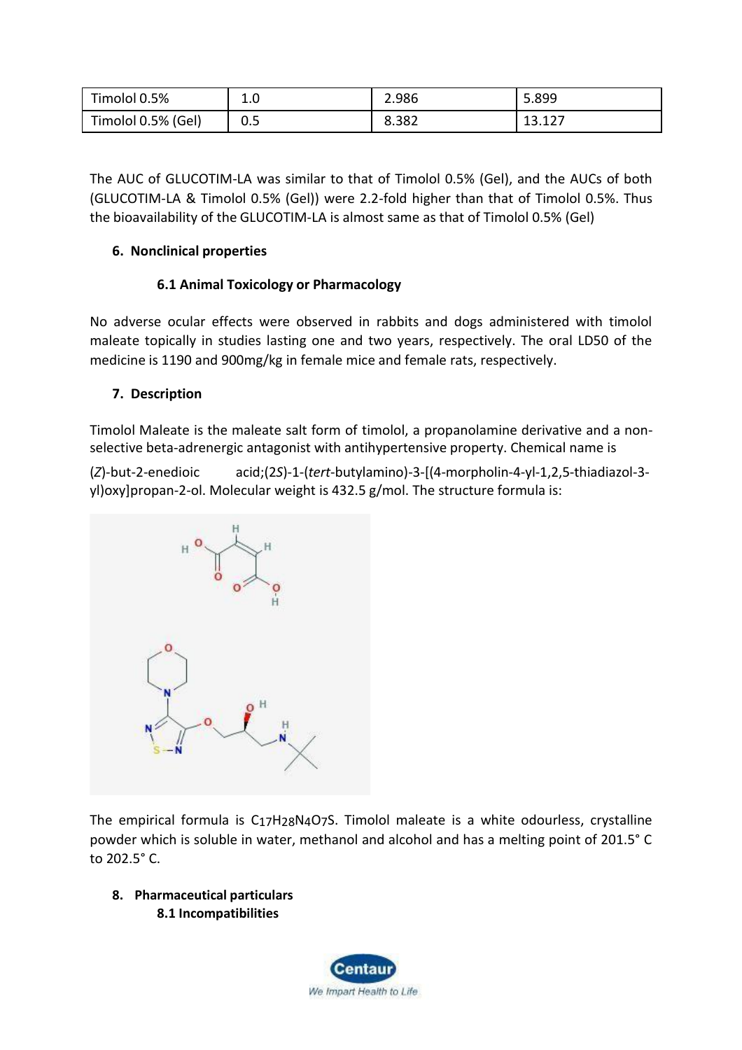| Timolol 0.5% | 1.0 | 2.986 | 5.899 |
| --- | --- | --- | --- |
| Timolol 0.5% (Gel) | 0.5 | 8.382 | 13.127 |

The AUC of GLUCOTIM-LA was similar to that of Timolol 0.5% (Gel), and the AUCs of both (GLUCOTIM-LA & Timolol 0.5% (Gel)) were 2.2-fold higher than that of Timolol 0.5%. Thus the bioavailability of the GLUCOTIM-LA is almost same as that of Timolol 0.5% (Gel)

## 6. Nonclinical properties

### 6.1 Animal Toxicology or Pharmacology

No adverse ocular effects were observed in rabbits and dogs administered with timolol maleate topically in studies lasting one and two years, respectively. The oral LD50 of the medicine is 1190 and 900mg/kg in female mice and female rats, respectively.

## 7. Description

Timolol Maleate is the maleate salt form of timolol, a propanolamine derivative and a non-selective beta-adrenergic antagonist with antihypertensive property. Chemical name is

(*Z*)-but-2-enedioic acid;(2*S*)-1-(*tert*-butylamino)-3-[(4-morpholin-4-yl-1,2,5-thiadiazol-3-yl)oxy]propan-2-ol. Molecular weight is 432.5 g/mol. The structure formula is:

The empirical formula is $C_{17}H_{28}N_4O_7S$. Timolol maleate is a white odourless, crystalline powder which is soluble in water, methanol and alcohol and has a melting point of 201.5° C to 202.5° C.

## 8. Pharmaceutical particulars

### 8.1 Incompatibilities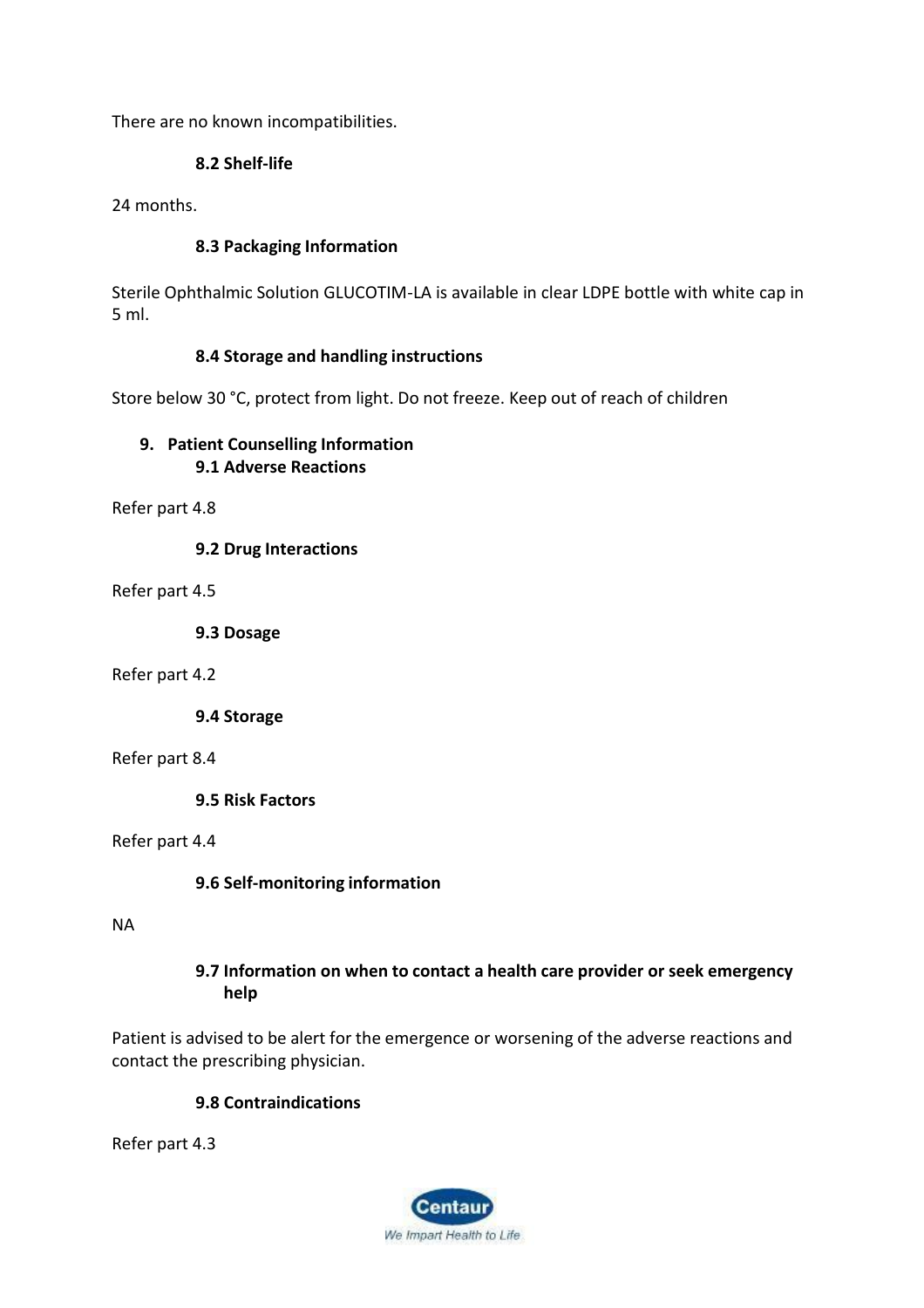There are no known incompatibilities.

### 8.2 Shelf-life

24 months.

### 8.3 Packaging Information

Sterile Ophthalmic Solution GLUCOTIM-LA is available in clear LDPE bottle with white cap in 5 ml.

### 8.4 Storage and handling instructions

Store below 30 °C, protect from light. Do not freeze. Keep out of reach of children

## 9. Patient Counselling Information

### 9.1 Adverse Reactions

Refer part 4.8

### 9.2 Drug Interactions

Refer part 4.5

### 9.3 Dosage

Refer part 4.2

### 9.4 Storage

Refer part 8.4

### 9.5 Risk Factors

Refer part 4.4

### 9.6 Self-monitoring information

NA

### 9.7 Information on when to contact a health care provider or seek emergency help

Patient is advised to be alert for the emergence or worsening of the adverse reactions and contact the prescribing physician.

### 9.8 Contraindications

Refer part 4.3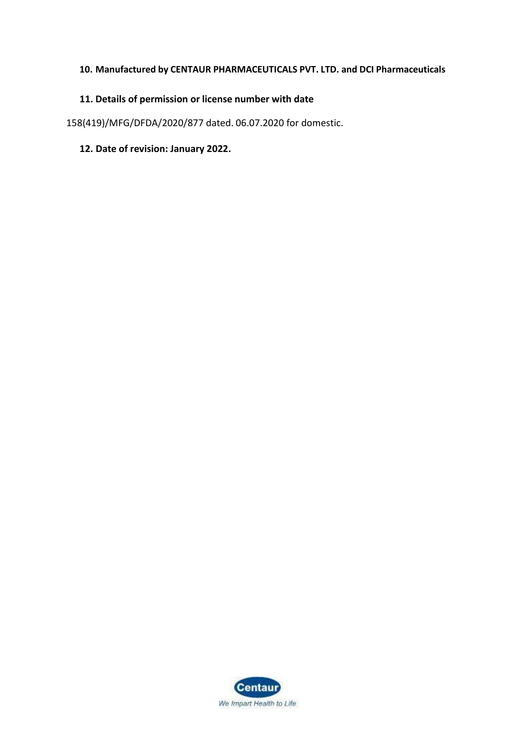**10. Manufactured by CENTAUR PHARMACEUTICALS PVT. LTD. and DCI Pharmaceuticals**

**11. Details of permission or license number with date**

158(419)/MFG/DFDA/2020/877 dated. 06.07.2020 for domestic.

**12. Date of revision: January 2022.**

Centaur

We Impart Health to Life